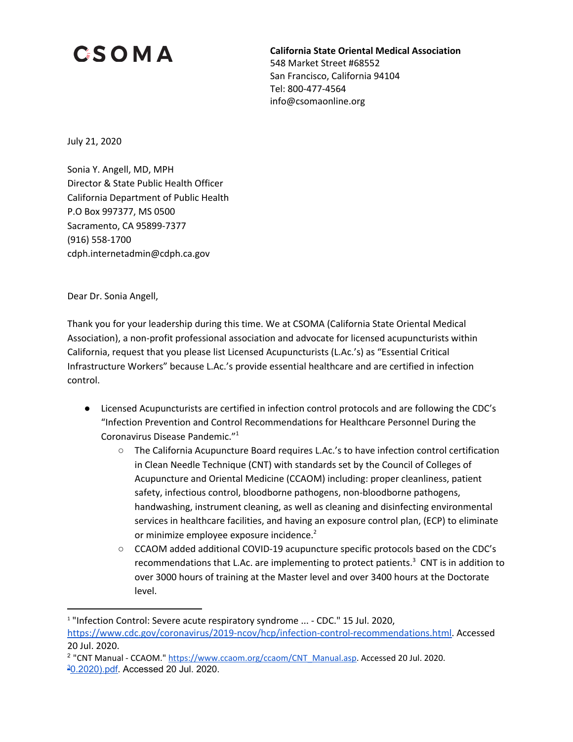# CSOMA

**California State Oriental Medical Association**
548 Market Street #68552
San Francisco, California 94104
Tel: 800-477-4564
info@csomaonline.org

July 21, 2020

Sonia Y. Angell, MD, MPH
Director & State Public Health Officer
California Department of Public Health
P.O Box 997377, MS 0500
Sacramento, CA 95899-7377
(916) 558-1700
cdph.internetadmin@cdph.ca.gov

Dear Dr. Sonia Angell,

Thank you for your leadership during this time. We at CSOMA (California State Oriental Medical Association), a non-profit professional association and advocate for licensed acupuncturists within California, request that you please list Licensed Acupuncturists (L.Ac.'s) as "Essential Critical Infrastructure Workers" because L.Ac.'s provide essential healthcare and are certified in infection control.

- Licensed Acupuncturists are certified in infection control protocols and are following the CDC's "Infection Prevention and Control Recommendations for Healthcare Personnel During the Coronavirus Disease Pandemic."[1]
    - The California Acupuncture Board requires L.Ac.'s to have infection control certification in Clean Needle Technique (CNT) with standards set by the Council of Colleges of Acupuncture and Oriental Medicine (CCAOM) including: proper cleanliness, patient safety, infectious control, bloodborne pathogens, non-bloodborne pathogens, handwashing, instrument cleaning, as well as cleaning and disinfecting environmental services in healthcare facilities, and having an exposure control plan, (ECP) to eliminate or minimize employee exposure incidence.[2]
    - CCAOM added additional COVID-19 acupuncture specific protocols based on the CDC's recommendations that L.Ac. are implementing to protect patients.[3] CNT is in addition to over 3000 hours of training at the Master level and over 3400 hours at the Doctorate level.

---

[1] "Infection Control: Severe acute respiratory syndrome ... - CDC." 15 Jul. 2020, https://www.cdc.gov/coronavirus/2019-ncov/hcp/infection-control-recommendations.html. Accessed 20 Jul. 2020.

[2] "CNT Manual - CCAOM." https://www.ccaom.org/ccaom/CNT_Manual.asp. Accessed 20 Jul. 2020.

[3] 0.2020).pdf. Accessed 20 Jul. 2020.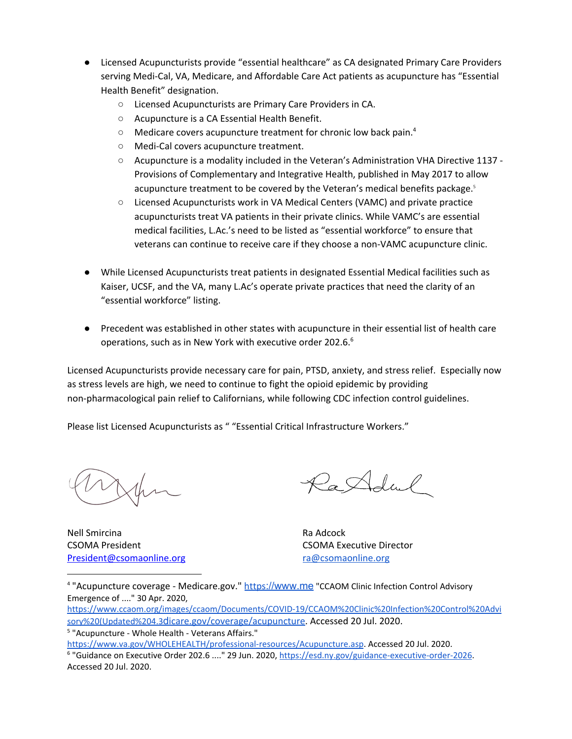- Licensed Acupuncturists provide "essential healthcare" as CA designated Primary Care Providers serving Medi-Cal, VA, Medicare, and Affordable Care Act patients as acupuncture has "Essential Health Benefit" designation.
  - Licensed Acupuncturists are Primary Care Providers in CA.
  - Acupuncture is a CA Essential Health Benefit.
  - Medicare covers acupuncture treatment for chronic low back pain.[4]
  - Medi-Cal covers acupuncture treatment.
  - Acupuncture is a modality included in the Veteran's Administration VHA Directive 1137 - Provisions of Complementary and Integrative Health, published in May 2017 to allow acupuncture treatment to be covered by the Veteran's medical benefits package.[5]
  - Licensed Acupuncturists work in VA Medical Centers (VAMC) and private practice acupuncturists treat VA patients in their private clinics. While VAMC's are essential medical facilities, L.Ac.'s need to be listed as "essential workforce" to ensure that veterans can continue to receive care if they choose a non-VAMC acupuncture clinic.

- While Licensed Acupuncturists treat patients in designated Essential Medical facilities such as Kaiser, UCSF, and the VA, many L.Ac's operate private practices that need the clarity of an "essential workforce" listing.

- Precedent was established in other states with acupuncture in their essential list of health care operations, such as in New York with executive order 202.6.[6]

Licensed Acupuncturists provide necessary care for pain, PTSD, anxiety, and stress relief. Especially now as stress levels are high, we need to continue to fight the opioid epidemic by providing non-pharmacological pain relief to Californians, while following CDC infection control guidelines.

Please list Licensed Acupuncturists as " "Essential Critical Infrastructure Workers."

Nell Smircina
CSOMA President
President@csomaonline.org

Ra Adcock
CSOMA Executive Director
ra@csomaonline.org

---

[4] "Acupuncture coverage - Medicare.gov." https://www.me "CCAOM Clinic Infection Control Advisory Emergence of ...." 30 Apr. 2020, https://www.ccaom.org/images/ccaom/Documents/COVID-19/CCAOM%20Clinic%20Infection%20Control%20Advisory%20(Updated%204.3dicare.gov/coverage/acupuncture. Accessed 20 Jul. 2020.

[5] "Acupuncture - Whole Health - Veterans Affairs." https://www.va.gov/WHOLEHEALTH/professional-resources/Acupuncture.asp. Accessed 20 Jul. 2020.

[6] "Guidance on Executive Order 202.6 ...." 29 Jun. 2020, https://esd.ny.gov/guidance-executive-order-2026. Accessed 20 Jul. 2020.